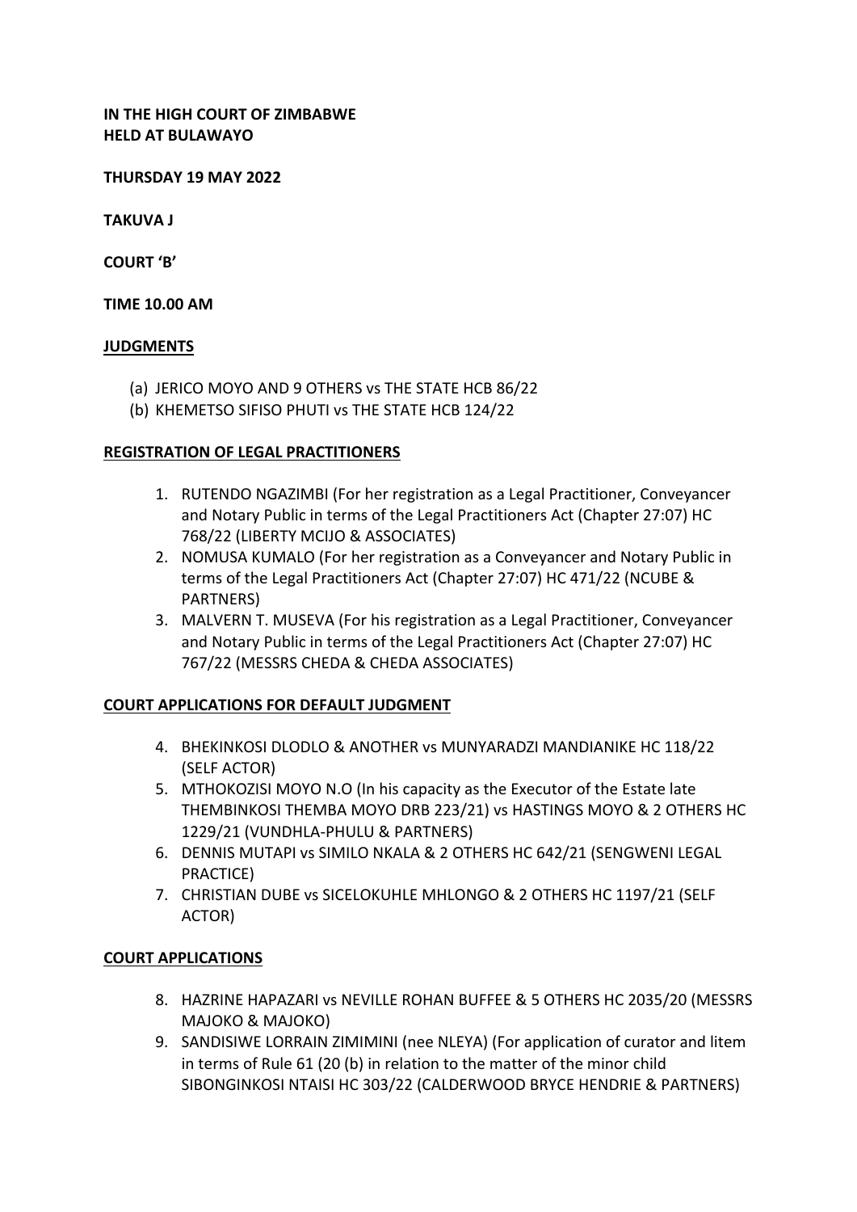**IN THE HIGH COURT OF ZIMBABWE**
**HELD AT BULAWAYO**

**THURSDAY 19 MAY 2022**

**TAKUVA J**

**COURT 'B'**

**TIME 10.00 AM**

**JUDGMENTS**

(a) JERICO MOYO AND 9 OTHERS vs THE STATE HCB 86/22
(b) KHEMETSO SIFISO PHUTI vs THE STATE HCB 124/22

**REGISTRATION OF LEGAL PRACTITIONERS**

1. RUTENDO NGAZIMBI (For her registration as a Legal Practitioner, Conveyancer and Notary Public in terms of the Legal Practitioners Act (Chapter 27:07) HC 768/22 (LIBERTY MCIJO & ASSOCIATES)
2. NOMUSA KUMALO (For her registration as a Conveyancer and Notary Public in terms of the Legal Practitioners Act (Chapter 27:07) HC 471/22 (NCUBE & PARTNERS)
3. MALVERN T. MUSEVA (For his registration as a Legal Practitioner, Conveyancer and Notary Public in terms of the Legal Practitioners Act (Chapter 27:07) HC 767/22 (MESSRS CHEDA & CHEDA ASSOCIATES)

**COURT APPLICATIONS FOR DEFAULT JUDGMENT**

4. BHEKINKOSI DLODLO & ANOTHER vs MUNYARADZI MANDIANIKE HC 118/22 (SELF ACTOR)
5. MTHOKOZISI MOYO N.O (In his capacity as the Executor of the Estate late THEMBINKOSI THEMBA MOYO DRB 223/21) vs HASTINGS MOYO & 2 OTHERS HC 1229/21 (VUNDHLA-PHULU & PARTNERS)
6. DENNIS MUTAPI vs SIMILO NKALA & 2 OTHERS HC 642/21 (SENGWENI LEGAL PRACTICE)
7. CHRISTIAN DUBE vs SICELOKUHLE MHLONGO & 2 OTHERS HC 1197/21 (SELF ACTOR)

**COURT APPLICATIONS**

8. HAZRINE HAPAZARI vs NEVILLE ROHAN BUFFEE & 5 OTHERS HC 2035/20 (MESSRS MAJOKO & MAJOKO)
9. SANDISIWE LORRAIN ZIMIMINI (nee NLEYA) (For application of curator and litem in terms of Rule 61 (20 (b) in relation to the matter of the minor child SIBONGINKOSI NTAISI HC 303/22 (CALDERWOOD BRYCE HENDRIE & PARTNERS)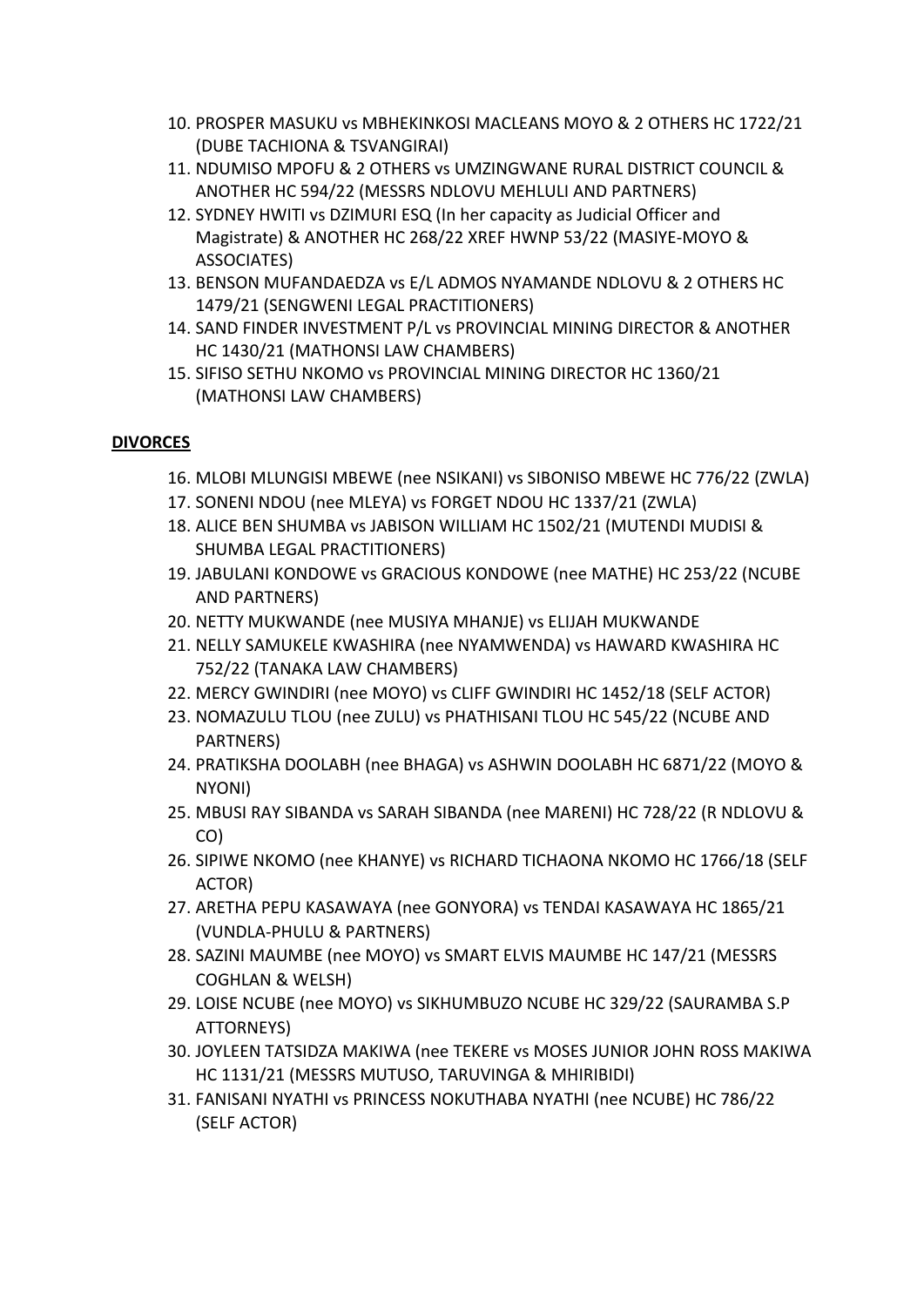10. PROSPER MASUKU vs MBHEKINKOSI MACLEANS MOYO & 2 OTHERS HC 1722/21 (DUBE TACHIONA & TSVANGIRAI)
11. NDUMISO MPOFU & 2 OTHERS vs UMZINGWANE RURAL DISTRICT COUNCIL & ANOTHER HC 594/22 (MESSRS NDLOVU MEHLULI AND PARTNERS)
12. SYDNEY HWITI vs DZIMURI ESQ (In her capacity as Judicial Officer and Magistrate) & ANOTHER HC 268/22 XREF HWNP 53/22 (MASIYE-MOYO & ASSOCIATES)
13. BENSON MUFANDAEDZA vs E/L ADMOS NYAMANDE NDLOVU & 2 OTHERS HC 1479/21 (SENGWENI LEGAL PRACTITIONERS)
14. SAND FINDER INVESTMENT P/L vs PROVINCIAL MINING DIRECTOR & ANOTHER HC 1430/21 (MATHONSI LAW CHAMBERS)
15. SIFISO SETHU NKOMO vs PROVINCIAL MINING DIRECTOR HC 1360/21 (MATHONSI LAW CHAMBERS)

**DIVORCES**

16. MLOBI MLUNGISI MBEWE (nee NSIKANI) vs SIBONISO MBEWE HC 776/22 (ZWLA)
17. SONENI NDOU (nee MLEYA) vs FORGET NDOU HC 1337/21 (ZWLA)
18. ALICE BEN SHUMBA vs JABISON WILLIAM HC 1502/21 (MUTENDI MUDISI & SHUMBA LEGAL PRACTITIONERS)
19. JABULANI KONDOWE vs GRACIOUS KONDOWE (nee MATHE) HC 253/22 (NCUBE AND PARTNERS)
20. NETTY MUKWANDE (nee MUSIYA MHANJE) vs ELIJAH MUKWANDE
21. NELLY SAMUKELE KWASHIRA (nee NYAMWENDA) vs HAWARD KWASHIRA HC 752/22 (TANAKA LAW CHAMBERS)
22. MERCY GWINDIRI (nee MOYO) vs CLIFF GWINDIRI HC 1452/18 (SELF ACTOR)
23. NOMAZULU TLOU (nee ZULU) vs PHATHISANI TLOU HC 545/22 (NCUBE AND PARTNERS)
24. PRATIKSHA DOOLABH (nee BHAGA) vs ASHWIN DOOLABH HC 6871/22 (MOYO & NYONI)
25. MBUSI RAY SIBANDA vs SARAH SIBANDA (nee MARENI) HC 728/22 (R NDLOVU & CO)
26. SIPIWE NKOMO (nee KHANYE) vs RICHARD TICHAONA NKOMO HC 1766/18 (SELF ACTOR)
27. ARETHA PEPU KASAWAYA (nee GONYORA) vs TENDAI KASAWAYA HC 1865/21 (VUNDLA-PHULU & PARTNERS)
28. SAZINI MAUMBE (nee MOYO) vs SMART ELVIS MAUMBE HC 147/21 (MESSRS COGHLAN & WELSH)
29. LOISE NCUBE (nee MOYO) vs SIKHUMBUZO NCUBE HC 329/22 (SAURAMBA S.P ATTORNEYS)
30. JOYLEEN TATSIDZA MAKIWA (nee TEKERE vs MOSES JUNIOR JOHN ROSS MAKIWA HC 1131/21 (MESSRS MUTUSO, TARUVINGA & MHIRIBIDI)
31. FANISANI NYATHI vs PRINCESS NOKUTHABA NYATHI (nee NCUBE) HC 786/22 (SELF ACTOR)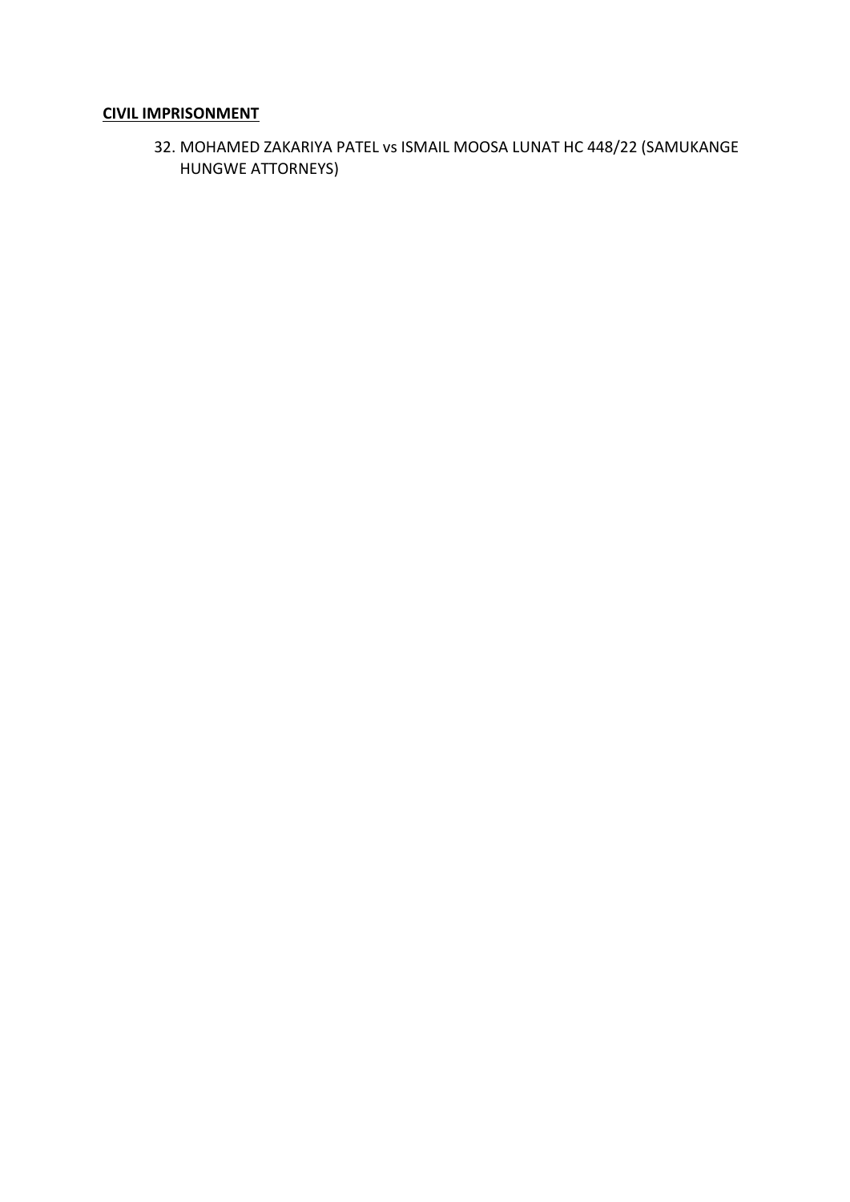**<u>CIVIL IMPRISONMENT</u>**

32. MOHAMED ZAKARIYA PATEL vs ISMAIL MOOSA LUNAT HC 448/22 (SAMUKANGE HUNGWE ATTORNEYS)